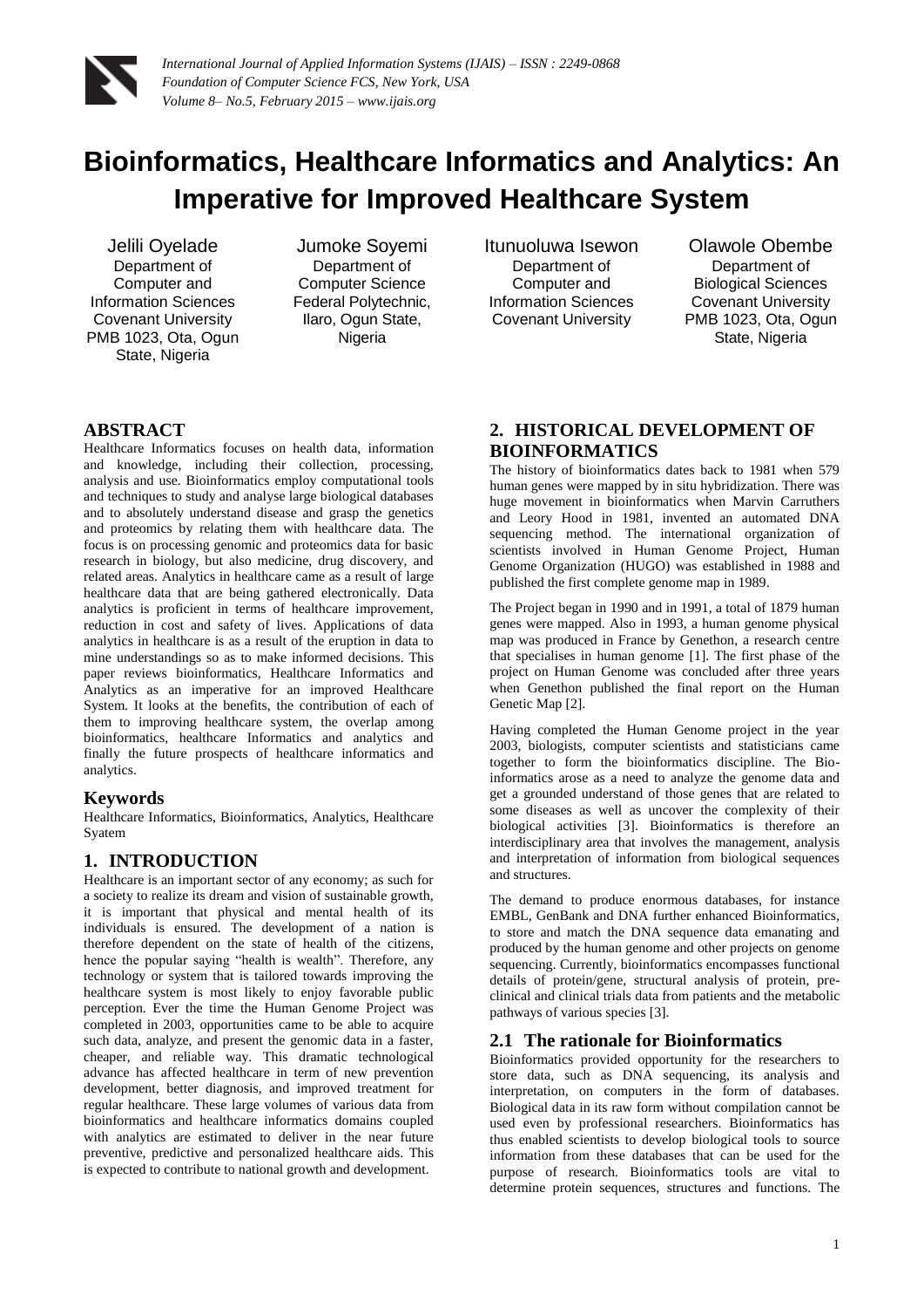# Bioinformatics, Healthcare Informatics and Analytics: An Imperative for Improved Healthcare System

Jelili Oyelade
Department of Computer and Information Sciences
Covenant University
PMB 1023, Ota, Ogun State, Nigeria

Jumoke Soyemi
Department of Computer Science
Federal Polytechnic, Ilaro, Ogun State, Nigeria

Itunuoluwa Isewon
Department of Computer and Information Sciences
Covenant University

Olawole Obembe
Department of Biological Sciences
Covenant University
PMB 1023, Ota, Ogun State, Nigeria

## ABSTRACT

Healthcare Informatics focuses on health data, information and knowledge, including their collection, processing, analysis and use. Bioinformatics employ computational tools and techniques to study and analyse large biological databases and to absolutely understand disease and grasp the genetics and proteomics by relating them with healthcare data. The focus is on processing genomic and proteomics data for basic research in biology, but also medicine, drug discovery, and related areas. Analytics in healthcare came as a result of large healthcare data that are being gathered electronically. Data analytics is proficient in terms of healthcare improvement, reduction in cost and safety of lives. Applications of data analytics in healthcare is as a result of the eruption in data to mine understandings so as to make informed decisions. This paper reviews bioinformatics, Healthcare Informatics and Analytics as an imperative for an improved Healthcare System. It looks at the benefits, the contribution of each of them to improving healthcare system, the overlap among bioinformatics, healthcare Informatics and analytics and finally the future prospects of healthcare informatics and analytics.

### Keywords

Healthcare Informatics, Bioinformatics, Analytics, Healthcare Syatem

## 1. INTRODUCTION

Healthcare is an important sector of any economy; as such for a society to realize its dream and vision of sustainable growth, it is important that physical and mental health of its individuals is ensured. The development of a nation is therefore dependent on the state of health of the citizens, hence the popular saying "health is wealth". Therefore, any technology or system that is tailored towards improving the healthcare system is most likely to enjoy favorable public perception. Ever the time the Human Genome Project was completed in 2003, opportunities came to be able to acquire such data, analyze, and present the genomic data in a faster, cheaper, and reliable way. This dramatic technological advance has affected healthcare in term of new prevention development, better diagnosis, and improved treatment for regular healthcare. These large volumes of various data from bioinformatics and healthcare informatics domains coupled with analytics are estimated to deliver in the near future preventive, predictive and personalized healthcare aids. This is expected to contribute to national growth and development.

## 2. HISTORICAL DEVELOPMENT OF BIOINFORMATICS

The history of bioinformatics dates back to 1981 when 579 human genes were mapped by in situ hybridization. There was huge movement in bioinformatics when Marvin Carruthers and Leory Hood in 1981, invented an automated DNA sequencing method. The international organization of scientists involved in Human Genome Project, Human Genome Organization (HUGO) was established in 1988 and published the first complete genome map in 1989.

The Project began in 1990 and in 1991, a total of 1879 human genes were mapped. Also in 1993, a human genome physical map was produced in France by Genethon, a research centre that specialises in human genome [1]. The first phase of the project on Human Genome was concluded after three years when Genethon published the final report on the Human Genetic Map [2].

Having completed the Human Genome project in the year 2003, biologists, computer scientists and statisticians came together to form the bioinformatics discipline. The Bio-informatics arose as a need to analyze the genome data and get a grounded understand of those genes that are related to some diseases as well as uncover the complexity of their biological activities [3]. Bioinformatics is therefore an interdisciplinary area that involves the management, analysis and interpretation of information from biological sequences and structures.

The demand to produce enormous databases, for instance EMBL, GenBank and DNA further enhanced Bioinformatics, to store and match the DNA sequence data emanating and produced by the human genome and other projects on genome sequencing. Currently, bioinformatics encompasses functional details of protein/gene, structural analysis of protein, pre-clinical and clinical trials data from patients and the metabolic pathways of various species [3].

### 2.1 The rationale for Bioinformatics

Bioinformatics provided opportunity for the researchers to store data, such as DNA sequencing, its analysis and interpretation, on computers in the form of databases. Biological data in its raw form without compilation cannot be used even by professional researchers. Bioinformatics has thus enabled scientists to develop biological tools to source information from these databases that can be used for the purpose of research. Bioinformatics tools are vital to determine protein sequences, structures and functions. The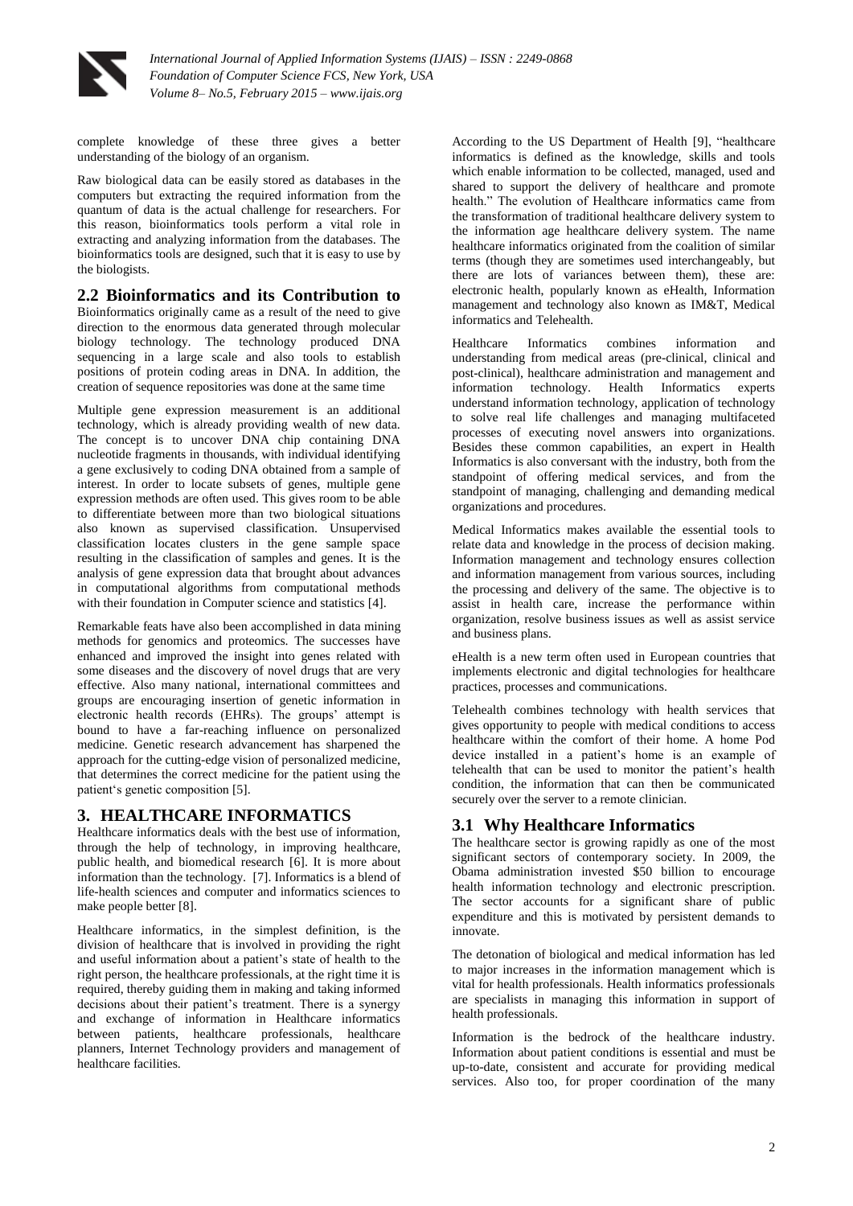complete knowledge of these three gives a better understanding of the biology of an organism.

Raw biological data can be easily stored as databases in the computers but extracting the required information from the quantum of data is the actual challenge for researchers. For this reason, bioinformatics tools perform a vital role in extracting and analyzing information from the databases. The bioinformatics tools are designed, such that it is easy to use by the biologists.

## 2.2 Bioinformatics and its Contribution to

Bioinformatics originally came as a result of the need to give direction to the enormous data generated through molecular biology technology. The technology produced DNA sequencing in a large scale and also tools to establish positions of protein coding areas in DNA. In addition, the creation of sequence repositories was done at the same time

Multiple gene expression measurement is an additional technology, which is already providing wealth of new data. The concept is to uncover DNA chip containing DNA nucleotide fragments in thousands, with individual identifying a gene exclusively to coding DNA obtained from a sample of interest. In order to locate subsets of genes, multiple gene expression methods are often used. This gives room to be able to differentiate between more than two biological situations also known as supervised classification. Unsupervised classification locates clusters in the gene sample space resulting in the classification of samples and genes. It is the analysis of gene expression data that brought about advances in computational algorithms from computational methods with their foundation in Computer science and statistics [4].

Remarkable feats have also been accomplished in data mining methods for genomics and proteomics. The successes have enhanced and improved the insight into genes related with some diseases and the discovery of novel drugs that are very effective. Also many national, international committees and groups are encouraging insertion of genetic information in electronic health records (EHRs). The groups' attempt is bound to have a far-reaching influence on personalized medicine. Genetic research advancement has sharpened the approach for the cutting-edge vision of personalized medicine, that determines the correct medicine for the patient using the patient's genetic composition [5].

# 3. HEALTHCARE INFORMATICS

Healthcare informatics deals with the best use of information, through the help of technology, in improving healthcare, public health, and biomedical research [6]. It is more about information than the technology. [7]. Informatics is a blend of life-health sciences and computer and informatics sciences to make people better [8].

Healthcare informatics, in the simplest definition, is the division of healthcare that is involved in providing the right and useful information about a patient's state of health to the right person, the healthcare professionals, at the right time it is required, thereby guiding them in making and taking informed decisions about their patient's treatment. There is a synergy and exchange of information in Healthcare informatics between patients, healthcare professionals, healthcare planners, Internet Technology providers and management of healthcare facilities.

According to the US Department of Health [9], "healthcare informatics is defined as the knowledge, skills and tools which enable information to be collected, managed, used and shared to support the delivery of healthcare and promote health." The evolution of Healthcare informatics came from the transformation of traditional healthcare delivery system to the information age healthcare delivery system. The name healthcare informatics originated from the coalition of similar terms (though they are sometimes used interchangeably, but there are lots of variances between them), these are: electronic health, popularly known as eHealth, Information management and technology also known as IM&T, Medical informatics and Telehealth.

Healthcare Informatics combines information and understanding from medical areas (pre-clinical, clinical and post-clinical), healthcare administration and management and information technology. Health Informatics experts understand information technology, application of technology to solve real life challenges and managing multifaceted processes of executing novel answers into organizations. Besides these common capabilities, an expert in Health Informatics is also conversant with the industry, both from the standpoint of offering medical services, and from the standpoint of managing, challenging and demanding medical organizations and procedures.

Medical Informatics makes available the essential tools to relate data and knowledge in the process of decision making. Information management and technology ensures collection and information management from various sources, including the processing and delivery of the same. The objective is to assist in health care, increase the performance within organization, resolve business issues as well as assist service and business plans.

eHealth is a new term often used in European countries that implements electronic and digital technologies for healthcare practices, processes and communications.

Telehealth combines technology with health services that gives opportunity to people with medical conditions to access healthcare within the comfort of their home. A home Pod device installed in a patient's home is an example of telehealth that can be used to monitor the patient's health condition, the information that can then be communicated securely over the server to a remote clinician.

## 3.1 Why Healthcare Informatics

The healthcare sector is growing rapidly as one of the most significant sectors of contemporary society. In 2009, the Obama administration invested $50 billion to encourage health information technology and electronic prescription. The sector accounts for a significant share of public expenditure and this is motivated by persistent demands to innovate.

The detonation of biological and medical information has led to major increases in the information management which is vital for health professionals. Health informatics professionals are specialists in managing this information in support of health professionals.

Information is the bedrock of the healthcare industry. Information about patient conditions is essential and must be up-to-date, consistent and accurate for providing medical services. Also too, for proper coordination of the many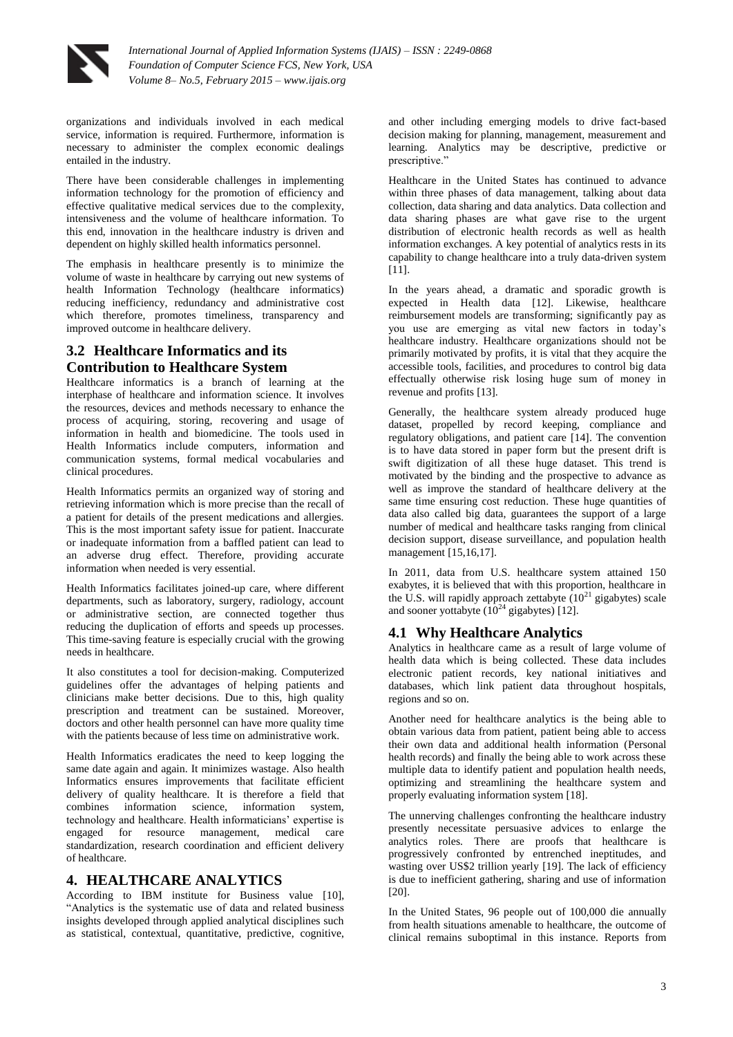organizations and individuals involved in each medical service, information is required. Furthermore, information is necessary to administer the complex economic dealings entailed in the industry.

There have been considerable challenges in implementing information technology for the promotion of efficiency and effective qualitative medical services due to the complexity, intensiveness and the volume of healthcare information. To this end, innovation in the healthcare industry is driven and dependent on highly skilled health informatics personnel.

The emphasis in healthcare presently is to minimize the volume of waste in healthcare by carrying out new systems of health Information Technology (healthcare informatics) reducing inefficiency, redundancy and administrative cost which therefore, promotes timeliness, transparency and improved outcome in healthcare delivery.

## 3.2 Healthcare Informatics and its Contribution to Healthcare System

Healthcare informatics is a branch of learning at the interphase of healthcare and information science. It involves the resources, devices and methods necessary to enhance the process of acquiring, storing, recovering and usage of information in health and biomedicine. The tools used in Health Informatics include computers, information and communication systems, formal medical vocabularies and clinical procedures.

Health Informatics permits an organized way of storing and retrieving information which is more precise than the recall of a patient for details of the present medications and allergies. This is the most important safety issue for patient. Inaccurate or inadequate information from a baffled patient can lead to an adverse drug effect. Therefore, providing accurate information when needed is very essential.

Health Informatics facilitates joined-up care, where different departments, such as laboratory, surgery, radiology, account or administrative section, are connected together thus reducing the duplication of efforts and speeds up processes. This time-saving feature is especially crucial with the growing needs in healthcare.

It also constitutes a tool for decision-making. Computerized guidelines offer the advantages of helping patients and clinicians make better decisions. Due to this, high quality prescription and treatment can be sustained. Moreover, doctors and other health personnel can have more quality time with the patients because of less time on administrative work.

Health Informatics eradicates the need to keep logging the same date again and again. It minimizes wastage. Also health Informatics ensures improvements that facilitate efficient delivery of quality healthcare. It is therefore a field that combines information science, information system, technology and healthcare. Health informaticians' expertise is engaged for resource management, medical care standardization, research coordination and efficient delivery of healthcare.

# 4. HEALTHCARE ANALYTICS

According to IBM institute for Business value [10], "Analytics is the systematic use of data and related business insights developed through applied analytical disciplines such as statistical, contextual, quantitative, predictive, cognitive, and other including emerging models to drive fact-based decision making for planning, management, measurement and learning. Analytics may be descriptive, predictive or prescriptive."

Healthcare in the United States has continued to advance within three phases of data management, talking about data collection, data sharing and data analytics. Data collection and data sharing phases are what gave rise to the urgent distribution of electronic health records as well as health information exchanges. A key potential of analytics rests in its capability to change healthcare into a truly data-driven system [11].

In the years ahead, a dramatic and sporadic growth is expected in Health data [12]. Likewise, healthcare reimbursement models are transforming; significantly pay as you use are emerging as vital new factors in today's healthcare industry. Healthcare organizations should not be primarily motivated by profits, it is vital that they acquire the accessible tools, facilities, and procedures to control big data effectually otherwise risk losing huge sum of money in revenue and profits [13].

Generally, the healthcare system already produced huge dataset, propelled by record keeping, compliance and regulatory obligations, and patient care [14]. The convention is to have data stored in paper form but the present drift is swift digitization of all these huge dataset. This trend is motivated by the binding and the prospective to advance as well as improve the standard of healthcare delivery at the same time ensuring cost reduction. These huge quantities of data also called big data, guarantees the support of a large number of medical and healthcare tasks ranging from clinical decision support, disease surveillance, and population health management [15,16,17].

In 2011, data from U.S. healthcare system attained 150 exabytes, it is believed that with this proportion, healthcare in the U.S. will rapidly approach zettabyte ($10^{21}$ gigabytes) scale and sooner yottabyte ($10^{24}$ gigabytes) [12].

## 4.1 Why Healthcare Analytics

Analytics in healthcare came as a result of large volume of health data which is being collected. These data includes electronic patient records, key national initiatives and databases, which link patient data throughout hospitals, regions and so on.

Another need for healthcare analytics is the being able to obtain various data from patient, patient being able to access their own data and additional health information (Personal health records) and finally the being able to work across these multiple data to identify patient and population health needs, optimizing and streamlining the healthcare system and properly evaluating information system [18].

The unnerving challenges confronting the healthcare industry presently necessitate persuasive advices to enlarge the analytics roles. There are proofs that healthcare is progressively confronted by entrenched ineptitudes, and wasting over US$2 trillion yearly [19]. The lack of efficiency is due to inefficient gathering, sharing and use of information [20].

In the United States, 96 people out of 100,000 die annually from health situations amenable to healthcare, the outcome of clinical remains suboptimal in this instance. Reports from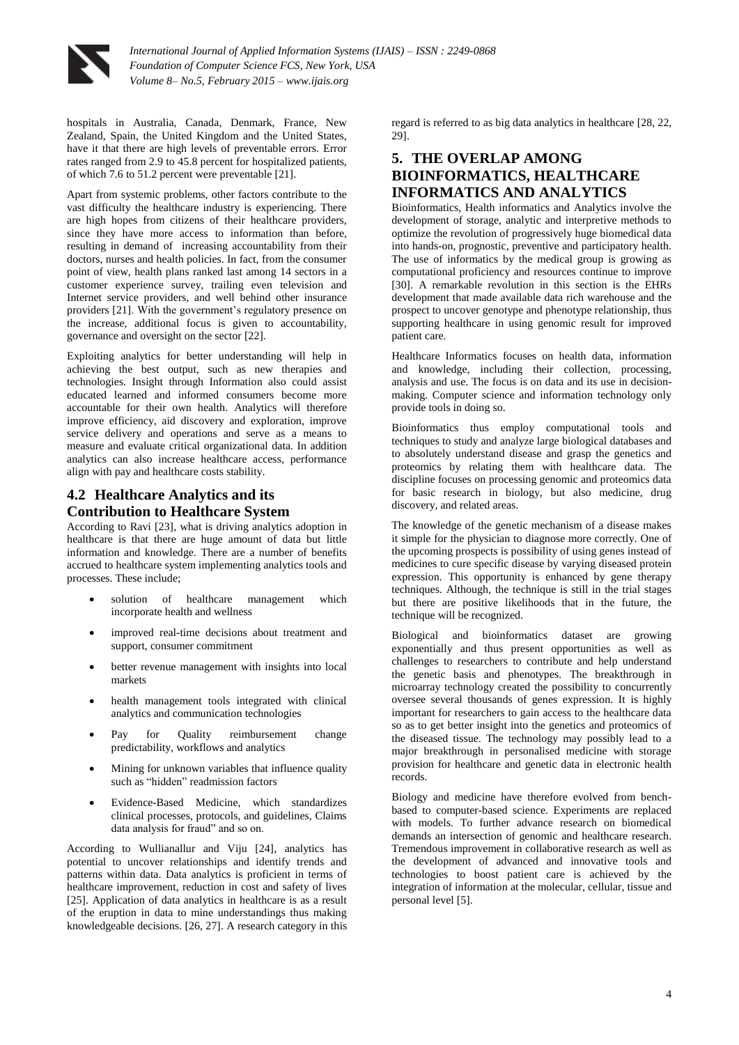hospitals in Australia, Canada, Denmark, France, New Zealand, Spain, the United Kingdom and the United States, have it that there are high levels of preventable errors. Error rates ranged from 2.9 to 45.8 percent for hospitalized patients, of which 7.6 to 51.2 percent were preventable [21].

Apart from systemic problems, other factors contribute to the vast difficulty the healthcare industry is experiencing. There are high hopes from citizens of their healthcare providers, since they have more access to information than before, resulting in demand of increasing accountability from their doctors, nurses and health policies. In fact, from the consumer point of view, health plans ranked last among 14 sectors in a customer experience survey, trailing even television and Internet service providers, and well behind other insurance providers [21]. With the government's regulatory presence on the increase, additional focus is given to accountability, governance and oversight on the sector [22].

Exploiting analytics for better understanding will help in achieving the best output, such as new therapies and technologies. Insight through Information also could assist educated learned and informed consumers become more accountable for their own health. Analytics will therefore improve efficiency, aid discovery and exploration, improve service delivery and operations and serve as a means to measure and evaluate critical organizational data. In addition analytics can also increase healthcare access, performance align with pay and healthcare costs stability.

## 4.2 Healthcare Analytics and its Contribution to Healthcare System

According to Ravi [23], what is driving analytics adoption in healthcare is that there are huge amount of data but little information and knowledge. There are a number of benefits accrued to healthcare system implementing analytics tools and processes. These include;

- solution of healthcare management which incorporate health and wellness
- improved real-time decisions about treatment and support, consumer commitment
- better revenue management with insights into local markets
- health management tools integrated with clinical analytics and communication technologies
- Pay for Quality reimbursement change predictability, workflows and analytics
- Mining for unknown variables that influence quality such as "hidden" readmission factors
- Evidence-Based Medicine, which standardizes clinical processes, protocols, and guidelines, Claims data analysis for fraud" and so on.

According to Wullianallur and Viju [24], analytics has potential to uncover relationships and identify trends and patterns within data. Data analytics is proficient in terms of healthcare improvement, reduction in cost and safety of lives [25]. Application of data analytics in healthcare is as a result of the eruption in data to mine understandings thus making knowledgeable decisions. [26, 27]. A research category in this regard is referred to as big data analytics in healthcare [28, 22, 29].

# 5. THE OVERLAP AMONG BIOINFORMATICS, HEALTHCARE INFORMATICS AND ANALYTICS

Bioinformatics, Health informatics and Analytics involve the development of storage, analytic and interpretive methods to optimize the revolution of progressively huge biomedical data into hands-on, prognostic, preventive and participatory health. The use of informatics by the medical group is growing as computational proficiency and resources continue to improve [30]. A remarkable revolution in this section is the EHRs development that made available data rich warehouse and the prospect to uncover genotype and phenotype relationship, thus supporting healthcare in using genomic result for improved patient care.

Healthcare Informatics focuses on health data, information and knowledge, including their collection, processing, analysis and use. The focus is on data and its use in decision-making. Computer science and information technology only provide tools in doing so.

Bioinformatics thus employ computational tools and techniques to study and analyze large biological databases and to absolutely understand disease and grasp the genetics and proteomics by relating them with healthcare data. The discipline focuses on processing genomic and proteomics data for basic research in biology, but also medicine, drug discovery, and related areas.

The knowledge of the genetic mechanism of a disease makes it simple for the physician to diagnose more correctly. One of the upcoming prospects is possibility of using genes instead of medicines to cure specific disease by varying diseased protein expression. This opportunity is enhanced by gene therapy techniques. Although, the technique is still in the trial stages but there are positive likelihoods that in the future, the technique will be recognized.

Biological and bioinformatics dataset are growing exponentially and thus present opportunities as well as challenges to researchers to contribute and help understand the genetic basis and phenotypes. The breakthrough in microarray technology created the possibility to concurrently oversee several thousands of genes expression. It is highly important for researchers to gain access to the healthcare data so as to get better insight into the genetics and proteomics of the diseased tissue. The technology may possibly lead to a major breakthrough in personalised medicine with storage provision for healthcare and genetic data in electronic health records.

Biology and medicine have therefore evolved from bench-based to computer-based science. Experiments are replaced with models. To further advance research on biomedical demands an intersection of genomic and healthcare research. Tremendous improvement in collaborative research as well as the development of advanced and innovative tools and technologies to boost patient care is achieved by the integration of information at the molecular, cellular, tissue and personal level [5].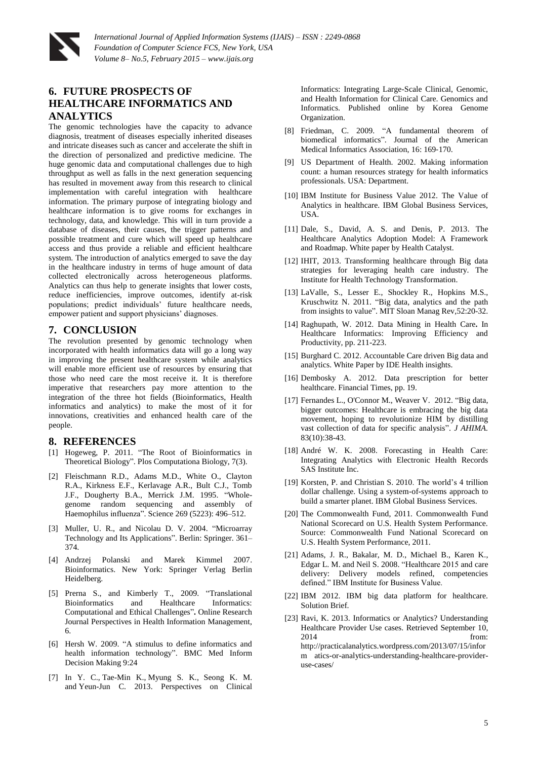## 6. FUTURE PROSPECTS OF HEALTHCARE INFORMATICS AND ANALYTICS

The genomic technologies have the capacity to advance diagnosis, treatment of diseases especially inherited diseases and intricate diseases such as cancer and accelerate the shift in the direction of personalized and predictive medicine. The huge genomic data and computational challenges due to high throughput as well as falls in the next generation sequencing has resulted in movement away from this research to clinical implementation with careful integration with healthcare information. The primary purpose of integrating biology and healthcare information is to give rooms for exchanges in technology, data, and knowledge. This will in turn provide a database of diseases, their causes, the trigger patterns and possible treatment and cure which will speed up healthcare access and thus provide a reliable and efficient healthcare system. The introduction of analytics emerged to save the day in the healthcare industry in terms of huge amount of data collected electronically across heterogeneous platforms. Analytics can thus help to generate insights that lower costs, reduce inefficiencies, improve outcomes, identify at-risk populations; predict individuals' future healthcare needs, empower patient and support physicians' diagnoses.

## 7. CONCLUSION

The revolution presented by genomic technology when incorporated with health informatics data will go a long way in improving the present healthcare system while analytics will enable more efficient use of resources by ensuring that those who need care the most receive it. It is therefore imperative that researchers pay more attention to the integration of the three hot fields (Bioinformatics, Health informatics and analytics) to make the most of it for innovations, creativities and enhanced health care of the people.

## 8. REFERENCES

[1] Hogeweg, P. 2011. "The Root of Bioinformatics in Theoretical Biology". Plos Computationa Biology, 7(3).

[2] Fleischmann R.D., Adams M.D., White O., Clayton R.A., Kirkness E.F., Kerlavage A.R., Bult C.J., Tomb J.F., Dougherty B.A., Merrick J.M. 1995. "Whole-genome random sequencing and assembly of Haemophilus influenza". Science 269 (5223): 496–512.

[3] Muller, U. R., and Nicolau D. V. 2004. "Microarray Technology and Its Applications". Berlin: Springer. 361–374.

[4] Andrzej Polanski and Marek Kimmel 2007. Bioinformatics. New York: Springer Verlag Berlin Heidelberg.

[5] Prerna S., and Kimberly T., 2009. "Translational Bioinformatics and Healthcare Informatics: Computational and Ethical Challenges"**.** Online Research Journal Perspectives in Health Information Management, 6.

[6] Hersh W. 2009. "A stimulus to define informatics and health information technology". BMC Med Inform Decision Making 9:24

[7] In Y. C., Tae-Min K., Myung S. K., Seong K. M. and Yeun-Jun C. 2013. Perspectives on Clinical Informatics: Integrating Large-Scale Clinical, Genomic, and Health Information for Clinical Care. Genomics and Informatics. Published online by Korea Genome Organization.

[8] Friedman, C. 2009. "A fundamental theorem of biomedical informatics". Journal of the American Medical Informatics Association, 16: 169-170.

[9] US Department of Health. 2002. Making information count: a human resources strategy for health informatics professionals. USA: Department.

[10] IBM Institute for Business Value 2012. The Value of Analytics in healthcare. IBM Global Business Services, USA.

[11] Dale, S., David, A. S. and Denis, P. 2013. The Healthcare Analytics Adoption Model: A Framework and Roadmap. White paper by Health Catalyst.

[12] IHIT, 2013. Transforming healthcare through Big data strategies for leveraging health care industry. The Institute for Health Technology Transformation.

[13] LaValle, S., Lesser E., Shockley R., Hopkins M.S., Kruschwitz N. 2011. "Big data, analytics and the path from insights to value". MIT Sloan Manag Rev,52:20-32.

[14] Raghupath, W. 2012. Data Mining in Health Care**.** In Healthcare Informatics: Improving Efficiency and Productivity, pp. 211-223.

[15] Burghard C. 2012. Accountable Care driven Big data and analytics. White Paper by IDE Health insights.

[16] Dembosky A. 2012. Data prescription for better healthcare. Financial Times, pp. 19.

[17] Fernandes L., O'Connor M., Weaver V. 2012. "Big data, bigger outcomes: Healthcare is embracing the big data movement, hoping to revolutionize HIM by distilling vast collection of data for specific analysis". *J AHIMA*. 83(10):38-43.

[18] André W. K. 2008. Forecasting in Health Care: Integrating Analytics with Electronic Health Records SAS Institute Inc.

[19] Korsten, P. and Christian S. 2010. The world's 4 trillion dollar challenge. Using a system-of-systems approach to build a smarter planet. IBM Global Business Services.

[20] The Commonwealth Fund, 2011. Commonwealth Fund National Scorecard on U.S. Health System Performance. Source: Commonwealth Fund National Scorecard on U.S. Health System Performance, 2011.

[21] Adams, J. R., Bakalar, M. D., Michael B., Karen K., Edgar L. M. and Neil S. 2008. "Healthcare 2015 and care delivery: Delivery models refined, competencies defined." IBM Institute for Business Value.

[22] IBM 2012. IBM big data platform for healthcare. Solution Brief.

[23] Ravi, K. 2013. Informatics or Analytics? Understanding Healthcare Provider Use cases. Retrieved September 10, 2014 from: http://practicalanalytics.wordpress.com/2013/07/15/inform atics-or-analytics-understanding-healthcare-provider-use-cases/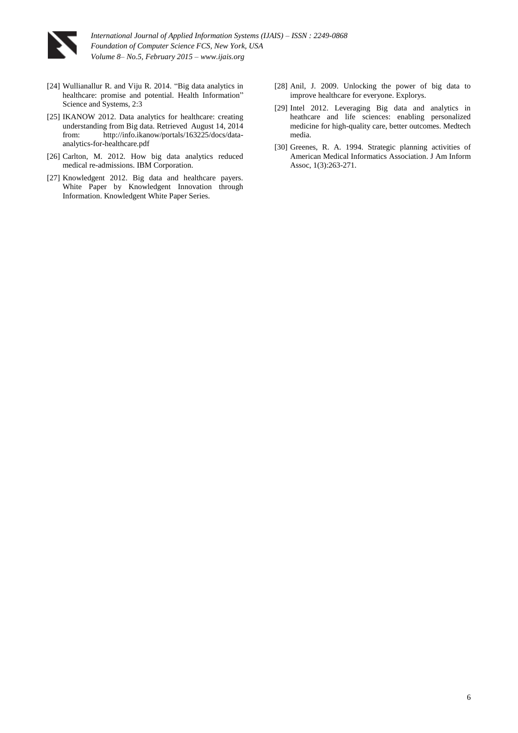[24] Wullianallur R. and Viju R. 2014. "Big data analytics in healthcare: promise and potential. Health Information" Science and Systems, 2:3

[25] IKANOW 2012. Data analytics for healthcare: creating understanding from Big data. Retrieved August 14, 2014 from: http://info.ikanow/portals/163225/docs/data-analytics-for-healthcare.pdf

[26] Carlton, M. 2012. How big data analytics reduced medical re-admissions. IBM Corporation.

[27] Knowledgent 2012. Big data and healthcare payers. White Paper by Knowledgent Innovation through Information. Knowledgent White Paper Series.

[28] Anil, J. 2009. Unlocking the power of big data to improve healthcare for everyone. Explorys.

[29] Intel 2012. Leveraging Big data and analytics in heathcare and life sciences: enabling personalized medicine for high-quality care, better outcomes. Medtech media.

[30] Greenes, R. A. 1994. Strategic planning activities of American Medical Informatics Association. J Am Inform Assoc, 1(3):263-271.